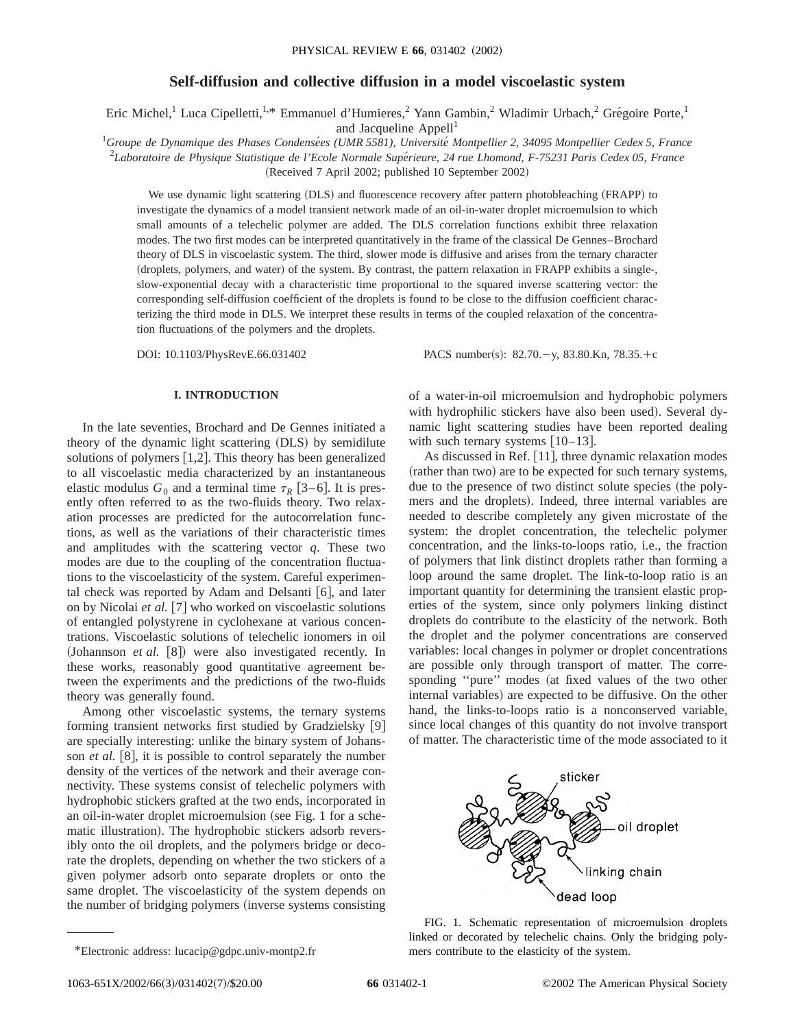# Self-diffusion and collective diffusion in a model viscoelastic system

Eric Michel,[1] Luca Cipelletti,[1,*] Emmanuel d'Humieres,[2] Yann Gambin,[2] Wladimir Urbach,[2] Grégoire Porte,[1] and Jacqueline Appell[1]

[1]*Groupe de Dynamique des Phases Condensées (UMR 5581), Université Montpellier 2, 34095 Montpellier Cedex 5, France*

[2]*Laboratoire de Physique Statistique de l'Ecole Normale Supérieure, 24 rue Lhomond, F-75231 Paris Cedex 05, France*

(Received 7 April 2002; published 10 September 2002)

We use dynamic light scattering (DLS) and fluorescence recovery after pattern photobleaching (FRAPP) to investigate the dynamics of a model transient network made of an oil-in-water droplet microemulsion to which small amounts of a telechelic polymer are added. The DLS correlation functions exhibit three relaxation modes. The two first modes can be interpreted quantitatively in the frame of the classical De Gennes–Brochard theory of DLS in viscoelastic system. The third, slower mode is diffusive and arises from the ternary character (droplets, polymers, and water) of the system. By contrast, the pattern relaxation in FRAPP exhibits a single-, slow-exponential decay with a characteristic time proportional to the squared inverse scattering vector: the corresponding self-diffusion coefficient of the droplets is found to be close to the diffusion coefficient characterizing the third mode in DLS. We interpret these results in terms of the coupled relaxation of the concentration fluctuations of the polymers and the droplets.

DOI: 10.1103/PhysRevE.66.031402 PACS number(s): 82.70.−y, 83.80.Kn, 78.35.+c

## I. INTRODUCTION

In the late seventies, Brochard and De Gennes initiated a theory of the dynamic light scattering (DLS) by semidilute solutions of polymers [1,2]. This theory has been generalized to all viscoelastic media characterized by an instantaneous elastic modulus $G_0$ and a terminal time $\tau_R$ [3–6]. It is presently often referred to as the two-fluids theory. Two relaxation processes are predicted for the autocorrelation functions, as well as the variations of their characteristic times and amplitudes with the scattering vector $q$. These two modes are due to the coupling of the concentration fluctuations to the viscoelasticity of the system. Careful experimental check was reported by Adam and Delsanti [6], and later on by Nicolai *et al.* [7] who worked on viscoelastic solutions of entangled polystyrene in cyclohexane at various concentrations. Viscoelastic solutions of telechelic ionomers in oil (Johannson *et al.* [8]) were also investigated recently. In these works, reasonably good quantitative agreement between the experiments and the predictions of the two-fluids theory was generally found.

Among other viscoelastic systems, the ternary systems forming transient networks first studied by Gradzielsky [9] are specially interesting: unlike the binary system of Johansson *et al.* [8], it is possible to control separately the number density of the vertices of the network and their average connectivity. These systems consist of telechelic polymers with hydrophobic stickers grafted at the two ends, incorporated in an oil-in-water droplet microemulsion (see Fig. 1 for a schematic illustration). The hydrophobic stickers adsorb reversibly onto the oil droplets, and the polymers bridge or decorate the droplets, depending on whether the two stickers of a given polymer adsorb onto separate droplets or onto the same droplet. The viscoelasticity of the system depends on the number of bridging polymers (inverse systems consisting of a water-in-oil microemulsion and hydrophobic polymers with hydrophilic stickers have also been used). Several dynamic light scattering studies have been reported dealing with such ternary systems [10–13].

As discussed in Ref. [11], three dynamic relaxation modes (rather than two) are to be expected for such ternary systems, due to the presence of two distinct solute species (the polymers and the droplets). Indeed, three internal variables are needed to describe completely any given microstate of the system: the droplet concentration, the telechelic polymer concentration, and the links-to-loops ratio, i.e., the fraction of polymers that link distinct droplets rather than forming a loop around the same droplet. The link-to-loop ratio is an important quantity for determining the transient elastic properties of the system, since only polymers linking distinct droplets do contribute to the elasticity of the network. Both the droplet and the polymer concentrations are conserved variables: local changes in polymer or droplet concentrations are possible only through transport of matter. The corresponding "pure" modes (at fixed values of the two other internal variables) are expected to be diffusive. On the other hand, the links-to-loops ratio is a nonconserved variable, since local changes of this quantity do not involve transport of matter. The characteristic time of the mode associated to it

FIG. 1. Schematic representation of microemulsion droplets linked or decorated by telechelic chains. Only the bridging polymers contribute to the elasticity of the system.

*Electronic address: lucacip@gdpc.univ-montp2.fr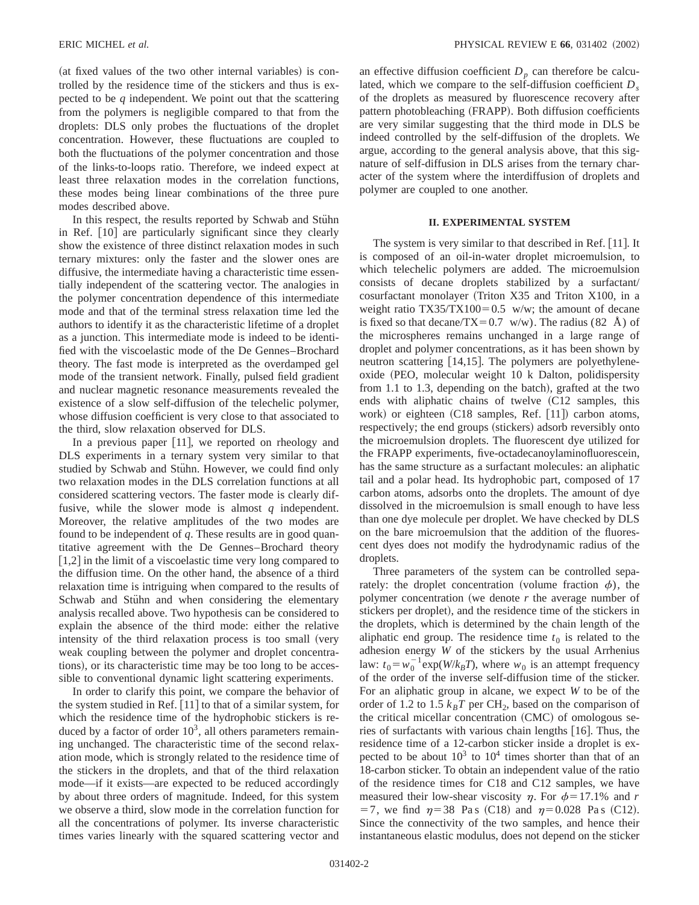(at fixed values of the two other internal variables) is controlled by the residence time of the stickers and thus is expected to be $q$ independent. We point out that the scattering from the polymers is negligible compared to that from the droplets: DLS only probes the fluctuations of the droplet concentration. However, these fluctuations are coupled to both the fluctuations of the polymer concentration and those of the links-to-loops ratio. Therefore, we indeed expect at least three relaxation modes in the correlation functions, these modes being linear combinations of the three pure modes described above.

In this respect, the results reported by Schwab and Stühn in Ref. [10] are particularly significant since they clearly show the existence of three distinct relaxation modes in such ternary mixtures: only the faster and the slower ones are diffusive, the intermediate having a characteristic time essentially independent of the scattering vector. The analogies in the polymer concentration dependence of this intermediate mode and that of the terminal stress relaxation time led the authors to identify it as the characteristic lifetime of a droplet as a junction. This intermediate mode is indeed to be identified with the viscoelastic mode of the De Gennes–Brochard theory. The fast mode is interpreted as the overdamped gel mode of the transient network. Finally, pulsed field gradient and nuclear magnetic resonance measurements revealed the existence of a slow self-diffusion of the telechelic polymer, whose diffusion coefficient is very close to that associated to the third, slow relaxation observed for DLS.

In a previous paper [11], we reported on rheology and DLS experiments in a ternary system very similar to that studied by Schwab and Stühn. However, we could find only two relaxation modes in the DLS correlation functions at all considered scattering vectors. The faster mode is clearly diffusive, while the slower mode is almost $q$ independent. Moreover, the relative amplitudes of the two modes are found to be independent of $q$. These results are in good quantitative agreement with the De Gennes–Brochard theory [1,2] in the limit of a viscoelastic time very long compared to the diffusion time. On the other hand, the absence of a third relaxation time is intriguing when compared to the results of Schwab and Stühn and when considering the elementary analysis recalled above. Two hypothesis can be considered to explain the absence of the third mode: either the relative intensity of the third relaxation process is too small (very weak coupling between the polymer and droplet concentrations), or its characteristic time may be too long to be accessible to conventional dynamic light scattering experiments.

In order to clarify this point, we compare the behavior of the system studied in Ref. [11] to that of a similar system, for which the residence time of the hydrophobic stickers is reduced by a factor of order $10^3$, all others parameters remaining unchanged. The characteristic time of the second relaxation mode, which is strongly related to the residence time of the stickers in the droplets, and that of the third relaxation mode—if it exists—are expected to be reduced accordingly by about three orders of magnitude. Indeed, for this system we observe a third, slow mode in the correlation function for all the concentrations of polymer. Its inverse characteristic times varies linearly with the squared scattering vector and an effective diffusion coefficient $D_p$ can therefore be calculated, which we compare to the self-diffusion coefficient $D_s$ of the droplets as measured by fluorescence recovery after pattern photobleaching (FRAPP). Both diffusion coefficients are very similar suggesting that the third mode in DLS be indeed controlled by the self-diffusion of the droplets. We argue, according to the general analysis above, that this signature of self-diffusion in DLS arises from the ternary character of the system where the interdiffusion of droplets and polymer are coupled to one another.

## II. EXPERIMENTAL SYSTEM

The system is very similar to that described in Ref. [11]. It is composed of an oil-in-water droplet microemulsion, to which telechelic polymers are added. The microemulsion consists of decane droplets stabilized by a surfactant/cosurfactant monolayer (Triton X35 and Triton X100, in a weight ratio TX35/TX100 = 0.5 w/w; the amount of decane is fixed so that decane/TX = 0.7 w/w). The radius (82 Å) of the microspheres remains unchanged in a large range of droplet and polymer concentrations, as it has been shown by neutron scattering [14,15]. The polymers are polyethyleneoxide (PEO, molecular weight 10 k Dalton, polidispersity from 1.1 to 1.3, depending on the batch), grafted at the two ends with aliphatic chains of twelve (C12 samples, this work) or eighteen (C18 samples, Ref. [11]) carbon atoms, respectively; the end groups (stickers) adsorb reversibly onto the microemulsion droplets. The fluorescent dye utilized for the FRAPP experiments, five-octadecanoylaminofluorescein, has the same structure as a surfactant molecules: an aliphatic tail and a polar head. Its hydrophobic part, composed of 17 carbon atoms, adsorbs onto the droplets. The amount of dye dissolved in the microemulsion is small enough to have less than one dye molecule per droplet. We have checked by DLS on the bare microemulsion that the addition of the fluorescent dyes does not modify the hydrodynamic radius of the droplets.

Three parameters of the system can be controlled separately: the droplet concentration (volume fraction $\phi$), the polymer concentration (we denote $r$ the average number of stickers per droplet), and the residence time of the stickers in the droplets, which is determined by the chain length of the aliphatic end group. The residence time $t_0$ is related to the adhesion energy $W$ of the stickers by the usual Arrhenius law: $t_0 = w_0^{-1}\exp(W/k_BT)$, where $w_0$ is an attempt frequency of the order of the inverse self-diffusion time of the sticker. For an aliphatic group in alcane, we expect $W$ to be of the order of 1.2 to 1.5 $k_BT$ per $CH_2$, based on the comparison of the critical micellar concentration (CMC) of omologous series of surfactants with various chain lengths [16]. Thus, the residence time of a 12-carbon sticker inside a droplet is expected to be about $10^3$ to $10^4$ times shorter than that of an 18-carbon sticker. To obtain an independent value of the ratio of the residence times for C18 and C12 samples, we have measured their low-shear viscosity $\eta$. For $\phi = 17.1\%$ and $r = 7$, we find $\eta = 38$ Pa s (C18) and $\eta = 0.028$ Pa s (C12). Since the connectivity of the two samples, and hence their instantaneous elastic modulus, does not depend on the sticker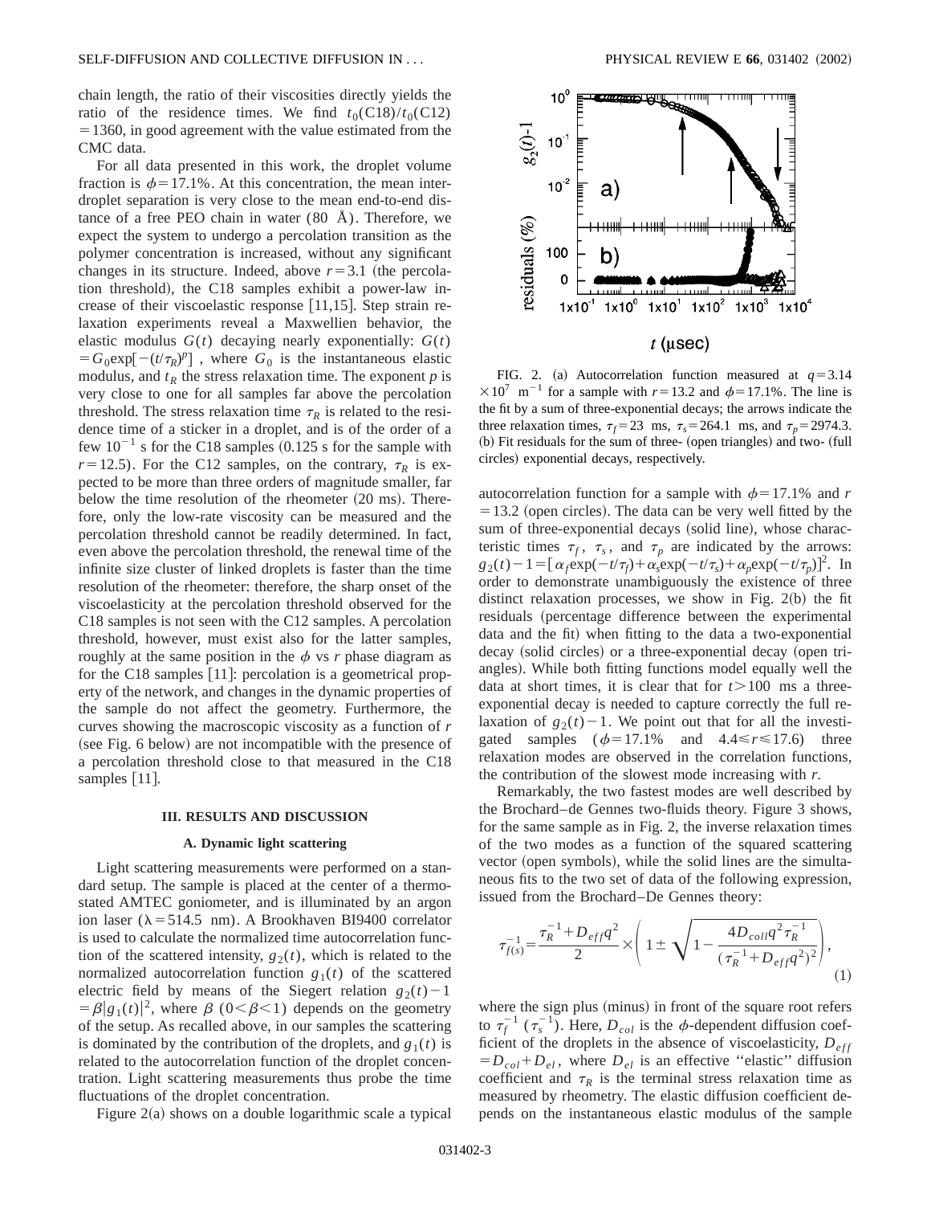chain length, the ratio of their viscosities directly yields the ratio of the residence times. We find $t_0(\mathrm{C18})/t_0(\mathrm{C12}) = 1360$, in good agreement with the value estimated from the CMC data.

For all data presented in this work, the droplet volume fraction is $\phi = 17.1\%$. At this concentration, the mean interdroplet separation is very close to the mean end-to-end distance of a free PEO chain in water (80 Å). Therefore, we expect the system to undergo a percolation transition as the polymer concentration is increased, without any significant changes in its structure. Indeed, above $r = 3.1$ (the percolation threshold), the C18 samples exhibit a power-law increase of their viscoelastic response [11,15]. Step strain relaxation experiments reveal a Maxwellien behavior, the elastic modulus $G(t)$ decaying nearly exponentially: $G(t) = G_0 \exp[-(t/\tau_R)^p]$ , where $G_0$ is the instantaneous elastic modulus, and $t_R$ the stress relaxation time. The exponent $p$ is very close to one for all samples far above the percolation threshold. The stress relaxation time $\tau_R$ is related to the residence time of a sticker in a droplet, and is of the order of a few $10^{-1}$ s for the C18 samples (0.125 s for the sample with $r = 12.5$). For the C12 samples, on the contrary, $\tau_R$ is expected to be more than three orders of magnitude smaller, far below the time resolution of the rheometer (20 ms). Therefore, only the low-rate viscosity can be measured and the percolation threshold cannot be readily determined. In fact, even above the percolation threshold, the renewal time of the infinite size cluster of linked droplets is faster than the time resolution of the rheometer: therefore, the sharp onset of the viscoelasticity at the percolation threshold observed for the C18 samples is not seen with the C12 samples. A percolation threshold, however, must exist also for the latter samples, roughly at the same position in the $\phi$ vs $r$ phase diagram as for the C18 samples [11]: percolation is a geometrical property of the network, and changes in the dynamic properties of the sample do not affect the geometry. Furthermore, the curves showing the macroscopic viscosity as a function of $r$ (see Fig. 6 below) are not incompatible with the presence of a percolation threshold close to that measured in the C18 samples [11].

## III. RESULTS AND DISCUSSION

### A. Dynamic light scattering

Light scattering measurements were performed on a standard setup. The sample is placed at the center of a thermostated AMTEC goniometer, and is illuminated by an argon ion laser ($\lambda = 514.5$ nm). A Brookhaven BI9400 correlator is used to calculate the normalized time autocorrelation function of the scattered intensity, $g_2(t)$, which is related to the normalized autocorrelation function $g_1(t)$ of the scattered electric field by means of the Siegert relation $g_2(t) - 1 = \beta |g_1(t)|^2$, where $\beta$ ($0 < \beta < 1$) depends on the geometry of the setup. As recalled above, in our samples the scattering is dominated by the contribution of the droplets, and $g_1(t)$ is related to the autocorrelation function of the droplet concentration. Light scattering measurements thus probe the time fluctuations of the droplet concentration.

Figure 2(a) shows on a double logarithmic scale a typical autocorrelation function for a sample with $\phi = 17.1\%$ and $r = 13.2$ (open circles). The data can be very well fitted by the sum of three-exponential decays (solid line), whose characteristic times $\tau_f$, $\tau_s$, and $\tau_p$ are indicated by the arrows: $g_2(t) - 1 = [\alpha_f \exp(-t/\tau_f) + \alpha_s \exp(-t/\tau_s) + \alpha_p \exp(-t/\tau_p)]^2$. In order to demonstrate unambiguously the existence of three distinct relaxation processes, we show in Fig. 2(b) the fit residuals (percentage difference between the experimental data and the fit) when fitting to the data a two-exponential decay (solid circles) or a three-exponential decay (open triangles). While both fitting functions model equally well the data at short times, it is clear that for $t > 100$ ms a three-exponential decay is needed to capture correctly the full relaxation of $g_2(t) - 1$. We point out that for all the investigated samples ($\phi = 17.1\%$ and $4.4 \leq r \leq 17.6$) three relaxation modes are observed in the correlation functions, the contribution of the slowest mode increasing with $r$.

FIG. 2. (a) Autocorrelation function measured at $q = 3.14 \times 10^7$ m$^{-1}$ for a sample with $r = 13.2$ and $\phi = 17.1\%$. The line is the fit by a sum of three-exponential decays; the arrows indicate the three relaxation times, $\tau_f = 23$ ms, $\tau_s = 264.1$ ms, and $\tau_p = 2974.3$. (b) Fit residuals for the sum of three- (open triangles) and two- (full circles) exponential decays, respectively.

Remarkably, the two fastest modes are well described by the Brochard–de Gennes two-fluids theory. Figure 3 shows, for the same sample as in Fig. 2, the inverse relaxation times of the two modes as a function of the squared scattering vector (open symbols), while the solid lines are the simultaneous fits to the two set of data of the following expression, issued from the Brochard–De Gennes theory:

$$\tau_{f(s)}^{-1} = \frac{\tau_R^{-1} + D_{eff} q^2}{2} \times \left( 1 \pm \sqrt{1 - \frac{4 D_{coll} q^2 \tau_R^{-1}}{(\tau_R^{-1} + D_{eff} q^2)^2}} \right), \tag{1}$$

where the sign plus (minus) in front of the square root refers to $\tau_f^{-1}$ ($\tau_s^{-1}$). Here, $D_{col}$ is the $\phi$-dependent diffusion coefficient of the droplets in the absence of viscoelasticity, $D_{eff} = D_{col} + D_{el}$, where $D_{el}$ is an effective "elastic" diffusion coefficient and $\tau_R$ is the terminal stress relaxation time as measured by rheometry. The elastic diffusion coefficient depends on the instantaneous elastic modulus of the sample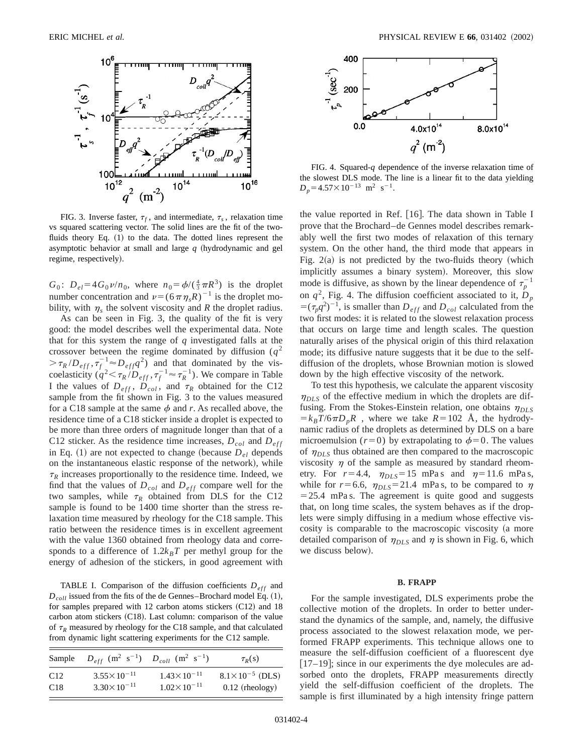FIG. 3. Inverse faster, $\tau_f$, and intermediate, $\tau_s$, relaxation time vs squared scattering vector. The solid lines are the fit of the two-fluids theory Eq. (1) to the data. The dotted lines represent the asymptotic behavior at small and large $q$ (hydrodynamic and gel regime, respectively).

$G_0$: $D_{el}=4G_0\nu/n_0$, where $n_0=\phi/(\frac{4}{3}\pi R^3)$ is the droplet number concentration and $\nu=(6\pi\eta_s R)^{-1}$ is the droplet mobility, with $\eta_s$ the solvent viscosity and $R$ the droplet radius.

As can be seen in Fig. 3, the quality of the fit is very good: the model describes well the experimental data. Note that for this system the range of $q$ investigated falls at the crossover between the regime dominated by diffusion ($q^2>\tau_R/D_{eff}, \tau_f^{-1}\approx D_{eff}q^2$) and that dominated by the viscoelasticity ($q^2<\tau_R/D_{eff}, \tau_f^{-1}\approx\tau_R^{-1}$). We compare in Table I the values of $D_{eff}$, $D_{col}$, and $\tau_R$ obtained for the C12 sample from the fit shown in Fig. 3 to the values measured for a C18 sample at the same $\phi$ and $r$. As recalled above, the residence time of a C18 sticker inside a droplet is expected to be more than three orders of magnitude longer than that of a C12 sticker. As the residence time increases, $D_{col}$ and $D_{eff}$ in Eq. (1) are not expected to change (because $D_{el}$ depends on the instantaneous elastic response of the network), while $\tau_R$ increases proportionally to the residence time. Indeed, we find that the values of $D_{col}$ and $D_{eff}$ compare well for the two samples, while $\tau_R$ obtained from DLS for the C12 sample is found to be 1400 time shorter than the stress relaxation time measured by rheology for the C18 sample. This ratio between the residence times is in excellent agreement with the value 1360 obtained from rheology data and corresponds to a difference of $1.2k_BT$ per methyl group for the energy of adhesion of the stickers, in good agreement with the value reported in Ref. [16]. The data shown in Table I prove that the Brochard–de Gennes model describes remarkably well the first two modes of relaxation of this ternary system. On the other hand, the third mode that appears in Fig. 2(a) is not predicted by the two-fluids theory (which implicitly assumes a binary system). Moreover, this slow mode is diffusive, as shown by the linear dependence of $\tau_p^{-1}$ on $q^2$, Fig. 4. The diffusion coefficient associated to it, $D_p=(\tau_p q^2)^{-1}$, is smaller than $D_{eff}$ and $D_{col}$ calculated from the two first modes: it is related to the slowest relaxation process that occurs on large time and length scales. The question naturally arises of the physical origin of this third relaxation mode; its diffusive nature suggests that it be due to the self-diffusion of the droplets, whose Brownian motion is slowed down by the high effective viscosity of the network.

TABLE I. Comparison of the diffusion coefficients $D_{eff}$ and $D_{coll}$ issued from the fits of the de Gennes–Brochard model Eq. (1), for samples prepared with 12 carbon atoms stickers (C12) and 18 carbon atom stickers (C18). Last column: comparison of the value of $\tau_R$ measured by rheology for the C18 sample, and that calculated from dynamic light scattering experiments for the C12 sample.

| Sample | $D_{eff}$ ($m^2$ $s^{-1}$) | $D_{coll}$ ($m^2$ $s^{-1}$) | $\tau_R$(s) |
|---|---|---|---|
| C12 | $3.55\times10^{-11}$ | $1.43\times10^{-11}$ | $8.1\times10^{-5}$ (DLS) |
| C18 | $3.30\times10^{-11}$ | $1.02\times10^{-11}$ | 0.12 (rheology) |

FIG. 4. Squared-$q$ dependence of the inverse relaxation time of the slowest DLS mode. The line is a linear fit to the data yielding $D_p=4.57\times10^{-13}$ $m^2$ $s^{-1}$.

To test this hypothesis, we calculate the apparent viscosity $\eta_{DLS}$ of the effective medium in which the droplets are diffusing. From the Stokes-Einstein relation, one obtains $\eta_{DLS}=k_BT/6\pi D_p R$, where we take $R=102$ Å, the hydrodynamic radius of the droplets as determined by DLS on a bare microemulsion ($r=0$) by extrapolating to $\phi=0$. The values of $\eta_{DLS}$ thus obtained are then compared to the macroscopic viscosity $\eta$ of the sample as measured by standard rheometry. For $r=4.4$, $\eta_{DLS}=15$ mPa s and $\eta=11.6$ mPa s, while for $r=6.6$, $\eta_{DLS}=21.4$ mPa s, to be compared to $\eta=25.4$ mPa s. The agreement is quite good and suggests that, on long time scales, the system behaves as if the droplets were simply diffusing in a medium whose effective viscosity is comparable to the macroscopic viscosity (a more detailed comparison of $\eta_{DLS}$ and $\eta$ is shown in Fig. 6, which we discuss below).

### B. FRAPP

For the sample investigated, DLS experiments probe the collective motion of the droplets. In order to better understand the dynamics of the sample, and, namely, the diffusive process associated to the slowest relaxation mode, we performed FRAPP experiments. This technique allows one to measure the self-diffusion coefficient of a fluorescent dye [17–19]; since in our experiments the dye molecules are adsorbed onto the droplets, FRAPP measurements directly yield the self-diffusion coefficient of the droplets. The sample is first illuminated by a high intensity fringe pattern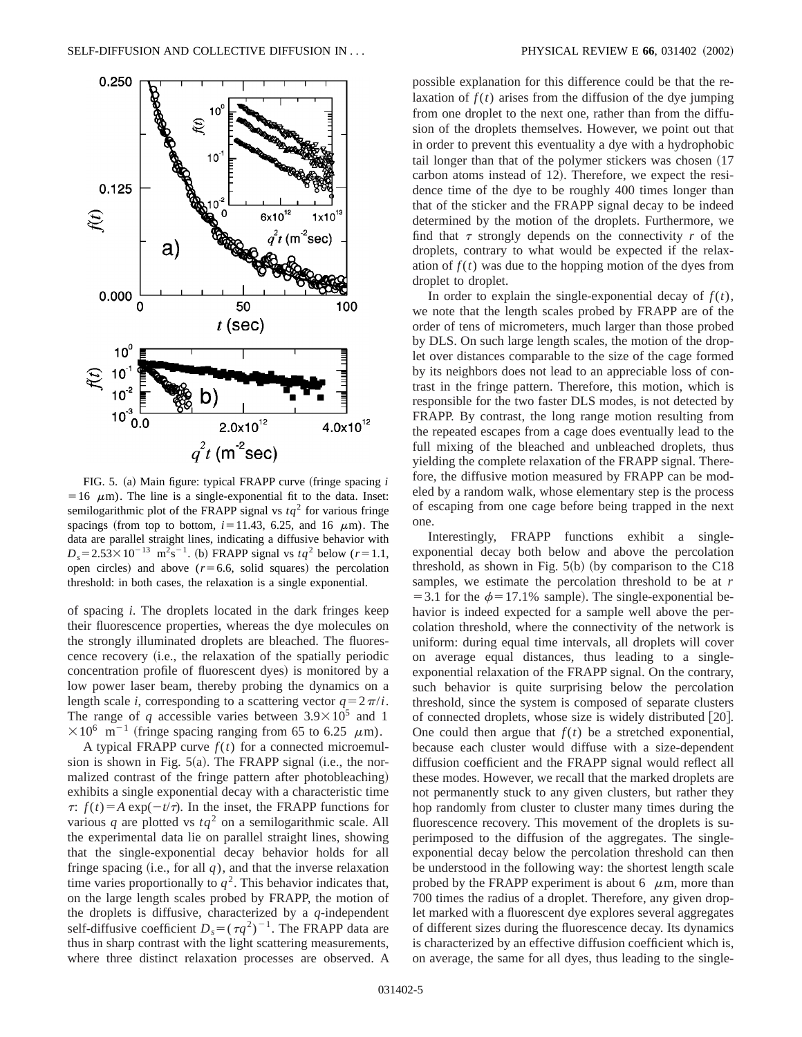0.250
0.125
0.000
0
50
100
$t$ (sec)
$f(t)$
a)
$10^0$
$10^{-1}$
$10^{-2}$
0
$6\times10^{12}$
$1\times10^{13}$
$q^2t$ ($m^{-2}$sec)
$f(t)$

$10^0$
$10^{-1}$
$10^{-2}$
$10^{-3}$
0.0
$2.0\times10^{12}$
$4.0\times10^{12}$
$q^2t$ ($m^{-2}$sec)
$f(t)$
b)

FIG. 5. (a) Main figure: typical FRAPP curve (fringe spacing $i = 16$ μm). The line is a single-exponential fit to the data. Inset: semilogarithmic plot of the FRAPP signal vs $tq^2$ for various fringe spacings (from top to bottom, $i = 11.43$, 6.25, and 16 μm). The data are parallel straight lines, indicating a diffusive behavior with $D_s = 2.53\times10^{-13}$ $m^2s^{-1}$. (b) FRAPP signal vs $tq^2$ below ($r=1.1$, open circles) and above ($r=6.6$, solid squares) the percolation threshold: in both cases, the relaxation is a single exponential.

of spacing $i$. The droplets located in the dark fringes keep their fluorescence properties, whereas the dye molecules on the strongly illuminated droplets are bleached. The fluorescence recovery (i.e., the relaxation of the spatially periodic concentration profile of fluorescent dyes) is monitored by a low power laser beam, thereby probing the dynamics on a length scale $i$, corresponding to a scattering vector $q = 2\pi/i$. The range of $q$ accessible varies between $3.9\times10^5$ and $1\times10^6$ $m^{-1}$ (fringe spacing ranging from 65 to 6.25 μm).

A typical FRAPP curve $f(t)$ for a connected microemulsion is shown in Fig. 5(a). The FRAPP signal (i.e., the normalized contrast of the fringe pattern after photobleaching) exhibits a single exponential decay with a characteristic time $\tau$: $f(t) = A\exp(-t/\tau)$. In the inset, the FRAPP functions for various $q$ are plotted vs $tq^2$ on a semilogarithmic scale. All the experimental data lie on parallel straight lines, showing that the single-exponential decay behavior holds for all fringe spacing (i.e., for all $q$), and that the inverse relaxation time varies proportionally to $q^2$. This behavior indicates that, on the large length scales probed by FRAPP, the motion of the droplets is diffusive, characterized by a $q$-independent self-diffusive coefficient $D_s = (\tau q^2)^{-1}$. The FRAPP data are thus in sharp contrast with the light scattering measurements, where three distinct relaxation processes are observed. A possible explanation for this difference could be that the relaxation of $f(t)$ arises from the diffusion of the dye jumping from one droplet to the next one, rather than from the diffusion of the droplets themselves. However, we point out that in order to prevent this eventuality a dye with a hydrophobic tail longer than that of the polymer stickers was chosen (17 carbon atoms instead of 12). Therefore, we expect the residence time of the dye to be roughly 400 times longer than that of the sticker and the FRAPP signal decay to be indeed determined by the motion of the droplets. Furthermore, we find that $\tau$ strongly depends on the connectivity $r$ of the droplets, contrary to what would be expected if the relaxation of $f(t)$ was due to the hopping motion of the dyes from droplet to droplet.

In order to explain the single-exponential decay of $f(t)$, we note that the length scales probed by FRAPP are of the order of tens of micrometers, much larger than those probed by DLS. On such large length scales, the motion of the droplet over distances comparable to the size of the cage formed by its neighbors does not lead to an appreciable loss of contrast in the fringe pattern. Therefore, this motion, which is responsible for the two faster DLS modes, is not detected by FRAPP. By contrast, the long range motion resulting from the repeated escapes from a cage does eventually lead to the full mixing of the bleached and unbleached droplets, thus yielding the complete relaxation of the FRAPP signal. Therefore, the diffusive motion measured by FRAPP can be modeled by a random walk, whose elementary step is the process of escaping from one cage before being trapped in the next one.

Interestingly, FRAPP functions exhibit a single-exponential decay both below and above the percolation threshold, as shown in Fig. 5(b) (by comparison to the C18 samples, we estimate the percolation threshold to be at $r = 3.1$ for the $\phi = 17.1\%$ sample). The single-exponential behavior is indeed expected for a sample well above the percolation threshold, where the connectivity of the network is uniform: during equal time intervals, all droplets will cover on average equal distances, thus leading to a single-exponential relaxation of the FRAPP signal. On the contrary, such behavior is quite surprising below the percolation threshold, since the system is composed of separate clusters of connected droplets, whose size is widely distributed [20]. One could then argue that $f(t)$ be a stretched exponential, because each cluster would diffuse with a size-dependent diffusion coefficient and the FRAPP signal would reflect all these modes. However, we recall that the marked droplets are not permanently stuck to any given clusters, but rather they hop randomly from cluster to cluster many times during the fluorescence recovery. This movement of the droplets is superimposed to the diffusion of the aggregates. The single-exponential decay below the percolation threshold can then be understood in the following way: the shortest length scale probed by the FRAPP experiment is about 6 μm, more than 700 times the radius of a droplet. Therefore, any given droplet marked with a fluorescent dye explores several aggregates of different sizes during the fluorescence decay. Its dynamics is characterized by an effective diffusion coefficient which is, on average, the same for all dyes, thus leading to the single-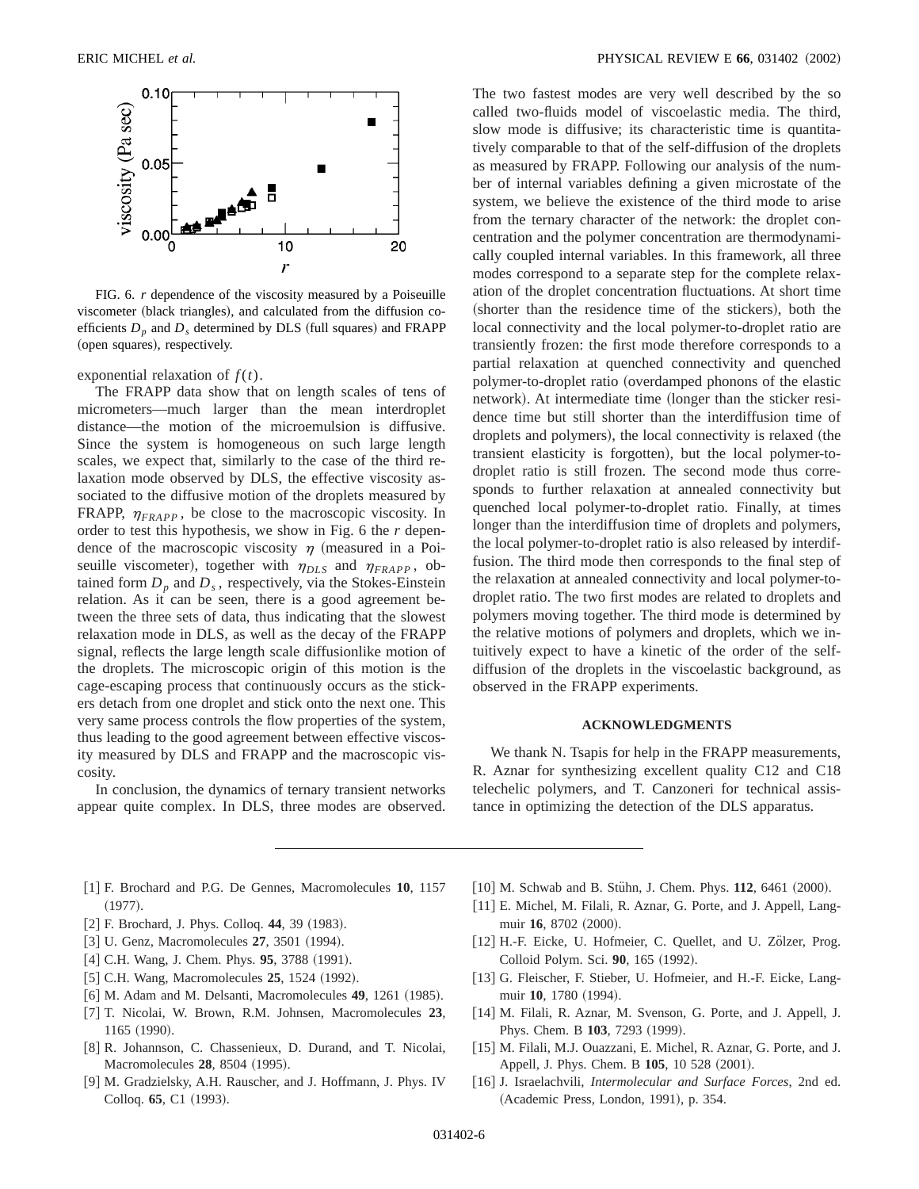FIG. 6. $r$ dependence of the viscosity measured by a Poiseuille viscometer (black triangles), and calculated from the diffusion coefficients $D_p$ and $D_s$ determined by DLS (full squares) and FRAPP (open squares), respectively.

exponential relaxation of $f(t)$.

The FRAPP data show that on length scales of tens of micrometers—much larger than the mean interdroplet distance—the motion of the microemulsion is diffusive. Since the system is homogeneous on such large length scales, we expect that, similarly to the case of the third relaxation mode observed by DLS, the effective viscosity associated to the diffusive motion of the droplets measured by FRAPP, $\eta_{FRAPP}$, be close to the macroscopic viscosity. In order to test this hypothesis, we show in Fig. 6 the $r$ dependence of the macroscopic viscosity $\eta$ (measured in a Poiseuille viscometer), together with $\eta_{DLS}$ and $\eta_{FRAPP}$, obtained form $D_p$ and $D_s$, respectively, via the Stokes-Einstein relation. As it can be seen, there is a good agreement between the three sets of data, thus indicating that the slowest relaxation mode in DLS, as well as the decay of the FRAPP signal, reflects the large length scale diffusionlike motion of the droplets. The microscopic origin of this motion is the cage-escaping process that continuously occurs as the stickers detach from one droplet and stick onto the next one. This very same process controls the flow properties of the system, thus leading to the good agreement between effective viscosity measured by DLS and FRAPP and the macroscopic viscosity.

In conclusion, the dynamics of ternary transient networks appear quite complex. In DLS, three modes are observed. The two fastest modes are very well described by the so called two-fluids model of viscoelastic media. The third, slow mode is diffusive; its characteristic time is quantitatively comparable to that of the self-diffusion of the droplets as measured by FRAPP. Following our analysis of the number of internal variables defining a given microstate of the system, we believe the existence of the third mode to arise from the ternary character of the network: the droplet concentration and the polymer concentration are thermodynamically coupled internal variables. In this framework, all three modes correspond to a separate step for the complete relaxation of the droplet concentration fluctuations. At short time (shorter than the residence time of the stickers), both the local connectivity and the local polymer-to-droplet ratio are transiently frozen: the first mode therefore corresponds to a partial relaxation at quenched connectivity and quenched polymer-to-droplet ratio (overdamped phonons of the elastic network). At intermediate time (longer than the sticker residence time but still shorter than the interdiffusion time of droplets and polymers), the local connectivity is relaxed (the transient elasticity is forgotten), but the local polymer-to-droplet ratio is still frozen. The second mode thus corresponds to further relaxation at annealed connectivity but quenched local polymer-to-droplet ratio. Finally, at times longer than the interdiffusion time of droplets and polymers, the local polymer-to-droplet ratio is also released by interdiffusion. The third mode then corresponds to the final step of the relaxation at annealed connectivity and local polymer-to-droplet ratio. The two first modes are related to droplets and polymers moving together. The third mode is determined by the relative motions of polymers and droplets, which we intuitively expect to have a kinetic of the order of the self-diffusion of the droplets in the viscoelastic background, as observed in the FRAPP experiments.

## ACKNOWLEDGMENTS

We thank N. Tsapis for help in the FRAPP measurements, R. Aznar for synthesizing excellent quality C12 and C18 telechelic polymers, and T. Canzoneri for technical assistance in optimizing the detection of the DLS apparatus.

---

[1] F. Brochard and P.G. De Gennes, Macromolecules **10**, 1157 (1977).

[2] F. Brochard, J. Phys. Colloq. **44**, 39 (1983).

[3] U. Genz, Macromolecules **27**, 3501 (1994).

[4] C.H. Wang, J. Chem. Phys. **95**, 3788 (1991).

[5] C.H. Wang, Macromolecules **25**, 1524 (1992).

[6] M. Adam and M. Delsanti, Macromolecules **49**, 1261 (1985).

[7] T. Nicolai, W. Brown, R.M. Johnsen, Macromolecules **23**, 1165 (1990).

[8] R. Johannson, C. Chassenieux, D. Durand, and T. Nicolai, Macromolecules **28**, 8504 (1995).

[9] M. Gradzielsky, A.H. Rauscher, and J. Hoffmann, J. Phys. IV Colloq. **65**, C1 (1993).

[10] M. Schwab and B. Stühn, J. Chem. Phys. **112**, 6461 (2000).

[11] E. Michel, M. Filali, R. Aznar, G. Porte, and J. Appell, Langmuir **16**, 8702 (2000).

[12] H.-F. Eicke, U. Hofmeier, C. Quellet, and U. Zölzer, Prog. Colloid Polym. Sci. **90**, 165 (1992).

[13] G. Fleischer, F. Stieber, U. Hofmeier, and H.-F. Eicke, Langmuir **10**, 1780 (1994).

[14] M. Filali, R. Aznar, M. Svenson, G. Porte, and J. Appell, J. Phys. Chem. B **103**, 7293 (1999).

[15] M. Filali, M.J. Ouazzani, E. Michel, R. Aznar, G. Porte, and J. Appell, J. Phys. Chem. B **105**, 10 528 (2001).

[16] J. Israelachvili, *Intermolecular and Surface Forces*, 2nd ed. (Academic Press, London, 1991), p. 354.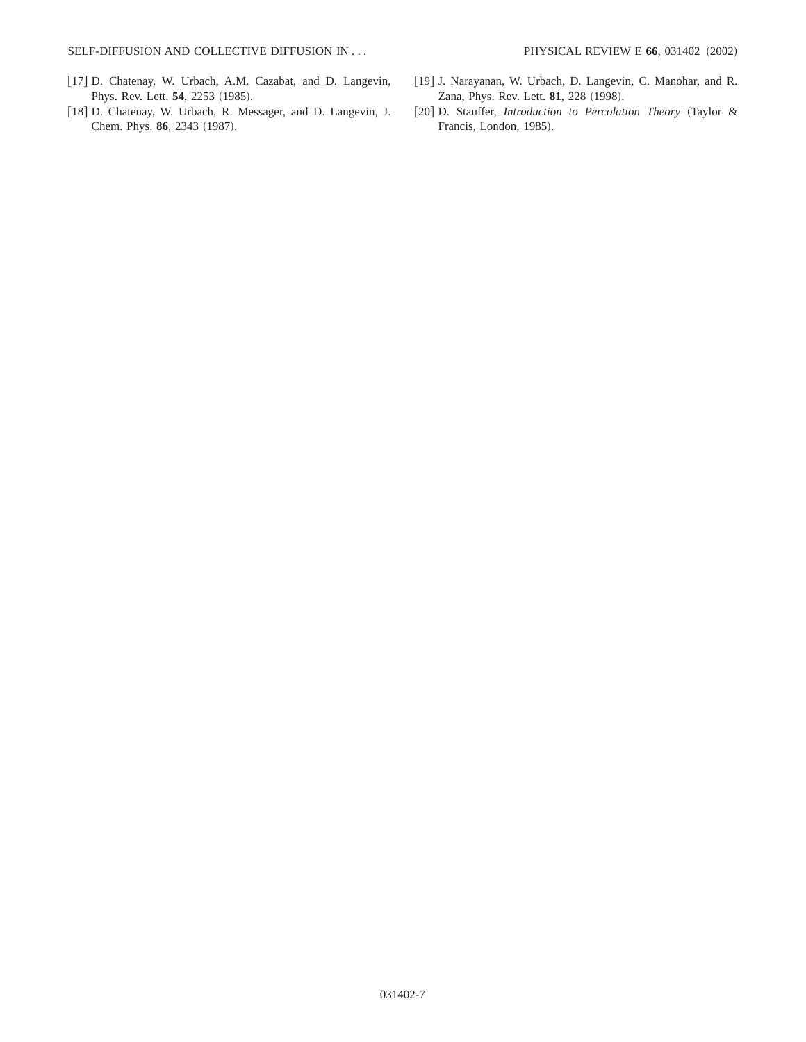[17] D. Chatenay, W. Urbach, A.M. Cazabat, and D. Langevin, Phys. Rev. Lett. **54**, 2253 (1985).

[18] D. Chatenay, W. Urbach, R. Messager, and D. Langevin, J. Chem. Phys. **86**, 2343 (1987).

[19] J. Narayanan, W. Urbach, D. Langevin, C. Manohar, and R. Zana, Phys. Rev. Lett. **81**, 228 (1998).

[20] D. Stauffer, *Introduction to Percolation Theory* (Taylor & Francis, London, 1985).